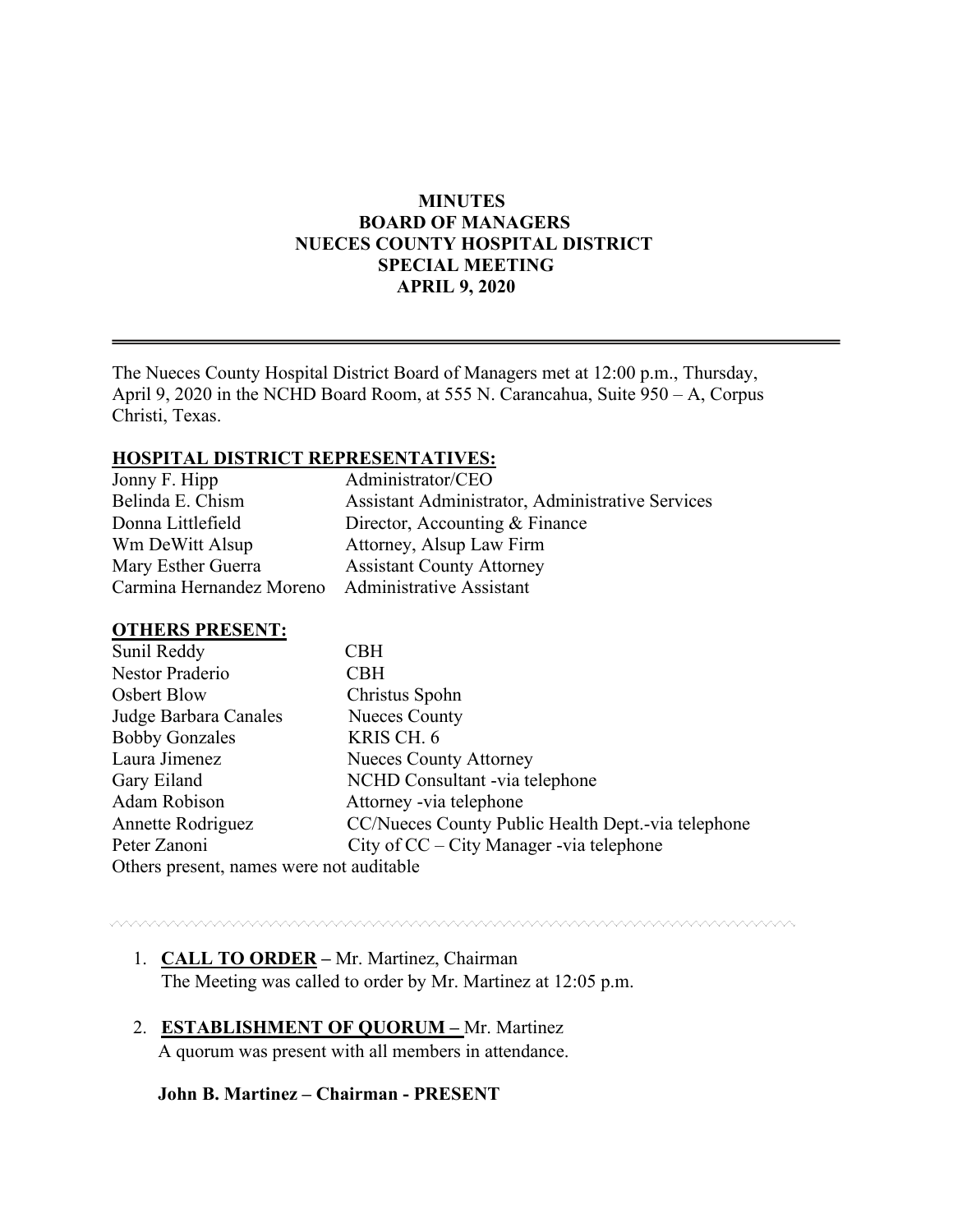# MINUTES
## BOARD OF MANAGERS
## NUECES COUNTY HOSPITAL DISTRICT
## SPECIAL MEETING
## APRIL 9, 2020

---

The Nueces County Hospital District Board of Managers met at 12:00 p.m., Thursday, April 9, 2020 in the NCHD Board Room, at 555 N. Carancahua, Suite 950 – A, Corpus Christi, Texas.

**HOSPITAL DISTRICT REPRESENTATIVES:**

| | |
|---|---|
| Jonny F. Hipp | Administrator/CEO |
| Belinda E. Chism | Assistant Administrator, Administrative Services |
| Donna Littlefield | Director, Accounting & Finance |
| Wm DeWitt Alsup | Attorney, Alsup Law Firm |
| Mary Esther Guerra | Assistant County Attorney |
| Carmina Hernandez Moreno | Administrative Assistant |

**OTHERS PRESENT:**

| | |
|---|---|
| Sunil Reddy | CBH |
| Nestor Praderio | CBH |
| Osbert Blow | Christus Spohn |
| Judge Barbara Canales | Nueces County |
| Bobby Gonzales | KRIS CH. 6 |
| Laura Jimenez | Nueces County Attorney |
| Gary Eiland | NCHD Consultant -via telephone |
| Adam Robison | Attorney -via telephone |
| Annette Rodriguez | CC/Nueces County Public Health Dept.-via telephone |
| Peter Zanoni | City of CC – City Manager -via telephone |

Others present, names were not auditable

1. **CALL TO ORDER –** Mr. Martinez, Chairman
   The Meeting was called to order by Mr. Martinez at 12:05 p.m.

2. **ESTABLISHMENT OF QUORUM –** Mr. Martinez
   A quorum was present with all members in attendance.

   **John B. Martinez – Chairman - PRESENT**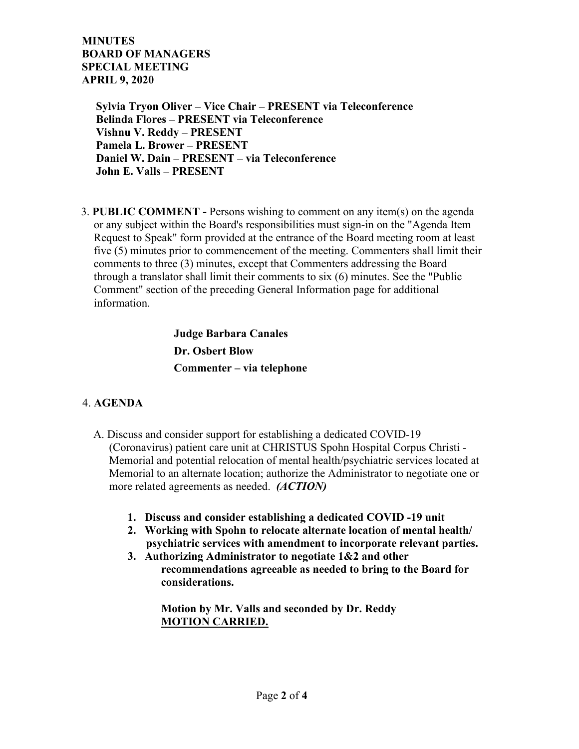**MINUTES**
**BOARD OF MANAGERS**
**SPECIAL MEETING**
**APRIL 9, 2020**

**Sylvia Tryon Oliver – Vice Chair – PRESENT via Teleconference**
**Belinda Flores – PRESENT via Teleconference**
**Vishnu V. Reddy – PRESENT**
**Pamela L. Brower – PRESENT**
**Daniel W. Dain – PRESENT – via Teleconference**
**John E. Valls – PRESENT**

3. **PUBLIC COMMENT -** Persons wishing to comment on any item(s) on the agenda or any subject within the Board's responsibilities must sign-in on the "Agenda Item Request to Speak" form provided at the entrance of the Board meeting room at least five (5) minutes prior to commencement of the meeting. Commenters shall limit their comments to three (3) minutes, except that Commenters addressing the Board through a translator shall limit their comments to six (6) minutes. See the "Public Comment" section of the preceding General Information page for additional information.

**Judge Barbara Canales**
**Dr. Osbert Blow**
**Commenter – via telephone**

4. **AGENDA**

A. Discuss and consider support for establishing a dedicated COVID-19 (Coronavirus) patient care unit at CHRISTUS Spohn Hospital Corpus Christi - Memorial and potential relocation of mental health/psychiatric services located at Memorial to an alternate location; authorize the Administrator to negotiate one or more related agreements as needed. ***(ACTION)***

1. **Discuss and consider establishing a dedicated COVID -19 unit**
2. **Working with Spohn to relocate alternate location of mental health/ psychiatric services with amendment to incorporate relevant parties.**
3. **Authorizing Administrator to negotiate 1&2 and other recommendations agreeable as needed to bring to the Board for considerations.**

**Motion by Mr. Valls and seconded by Dr. Reddy**
**MOTION CARRIED.**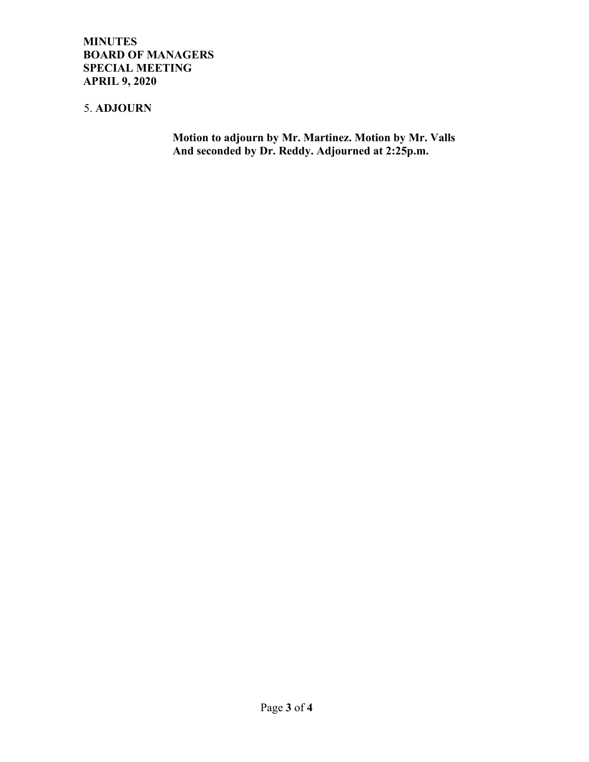**MINUTES**
**BOARD OF MANAGERS**
**SPECIAL MEETING**
**APRIL 9, 2020**

5. **ADJOURN**

**Motion to adjourn by Mr. Martinez. Motion by Mr. Valls And seconded by Dr. Reddy. Adjourned at 2:25p.m.**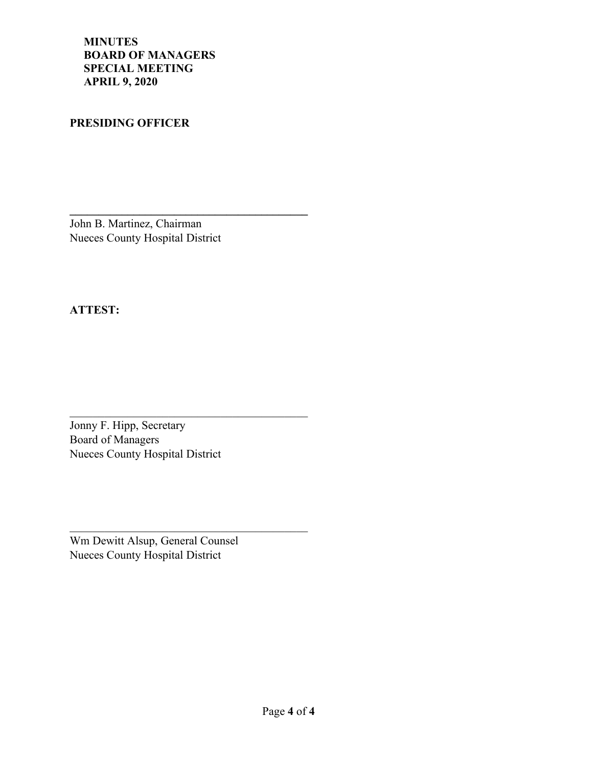**MINUTES**
**BOARD OF MANAGERS**
**SPECIAL MEETING**
**APRIL 9, 2020**

**PRESIDING OFFICER**

\_\_\_\_\_\_\_\_\_\_\_\_\_\_\_\_\_\_\_\_\_\_\_\_\_\_\_\_\_\_\_\_\_\_\_\_\_\_\_\_\_\_
John B. Martinez, Chairman
Nueces County Hospital District

**ATTEST:**

\_\_\_\_\_\_\_\_\_\_\_\_\_\_\_\_\_\_\_\_\_\_\_\_\_\_\_\_\_\_\_\_\_\_\_\_\_\_\_\_\_\_
Jonny F. Hipp, Secretary
Board of Managers
Nueces County Hospital District

\_\_\_\_\_\_\_\_\_\_\_\_\_\_\_\_\_\_\_\_\_\_\_\_\_\_\_\_\_\_\_\_\_\_\_\_\_\_\_\_\_\_
Wm Dewitt Alsup, General Counsel
Nueces County Hospital District